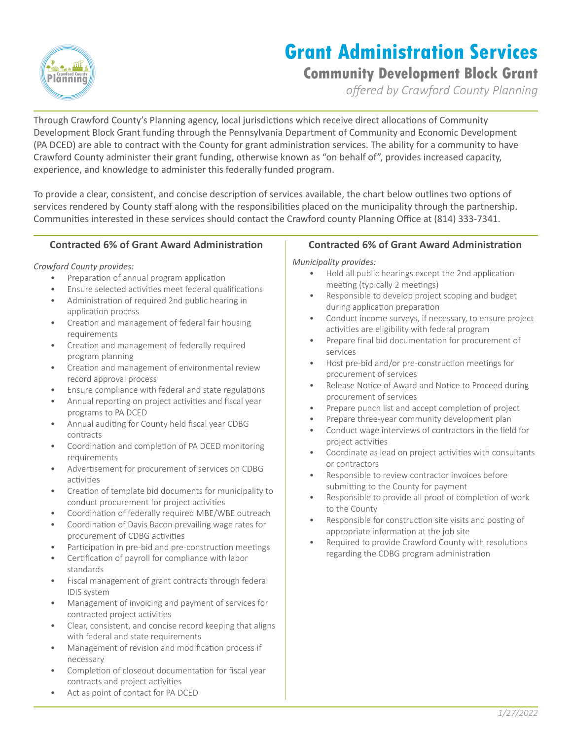# Grant Administration Services

## Community Development Block Grant

*offered by Crawford County Planning*

Through Crawford County's Planning agency, local jurisdictions which receive direct allocations of Community Development Block Grant funding through the Pennsylvania Department of Community and Economic Development (PA DCED) are able to contract with the County for grant administration services. The ability for a community to have Crawford County administer their grant funding, otherwise known as "on behalf of", provides increased capacity, experience, and knowledge to administer this federally funded program.

To provide a clear, consistent, and concise description of services available, the chart below outlines two options of services rendered by County staff along with the responsibilities placed on the municipality through the partnership. Communities interested in these services should contact the Crawford county Planning Office at (814) 333-7341.

### Contracted 6% of Grant Award Administration

*Crawford County provides:*

- Preparation of annual program application
- Ensure selected activities meet federal qualifications
- Administration of required 2nd public hearing in application process
- Creation and management of federal fair housing requirements
- Creation and management of federally required program planning
- Creation and management of environmental review record approval process
- Ensure compliance with federal and state regulations
- Annual reporting on project activities and fiscal year programs to PA DCED
- Annual auditing for County held fiscal year CDBG contracts
- Coordination and completion of PA DCED monitoring requirements
- Advertisement for procurement of services on CDBG activities
- Creation of template bid documents for municipality to conduct procurement for project activities
- Coordination of federally required MBE/WBE outreach
- Coordination of Davis Bacon prevailing wage rates for procurement of CDBG activities
- Participation in pre-bid and pre-construction meetings
- Certification of payroll for compliance with labor standards
- Fiscal management of grant contracts through federal IDIS system
- Management of invoicing and payment of services for contracted project activities
- Clear, consistent, and concise record keeping that aligns with federal and state requirements
- Management of revision and modification process if necessary
- Completion of closeout documentation for fiscal year contracts and project activities
- Act as point of contact for PA DCED

### Contracted 6% of Grant Award Administration

*Municipality provides:*

- Hold all public hearings except the 2nd application meeting (typically 2 meetings)
- Responsible to develop project scoping and budget during application preparation
- Conduct income surveys, if necessary, to ensure project activities are eligibility with federal program
- Prepare final bid documentation for procurement of services
- Host pre-bid and/or pre-construction meetings for procurement of services
- Release Notice of Award and Notice to Proceed during procurement of services
- Prepare punch list and accept completion of project
- Prepare three-year community development plan
- Conduct wage interviews of contractors in the field for project activities
- Coordinate as lead on project activities with consultants or contractors
- Responsible to review contractor invoices before submitting to the County for payment
- Responsible to provide all proof of completion of work to the County
- Responsible for construction site visits and posting of appropriate information at the job site
- Required to provide Crawford County with resolutions regarding the CDBG program administration

*1/27/2022*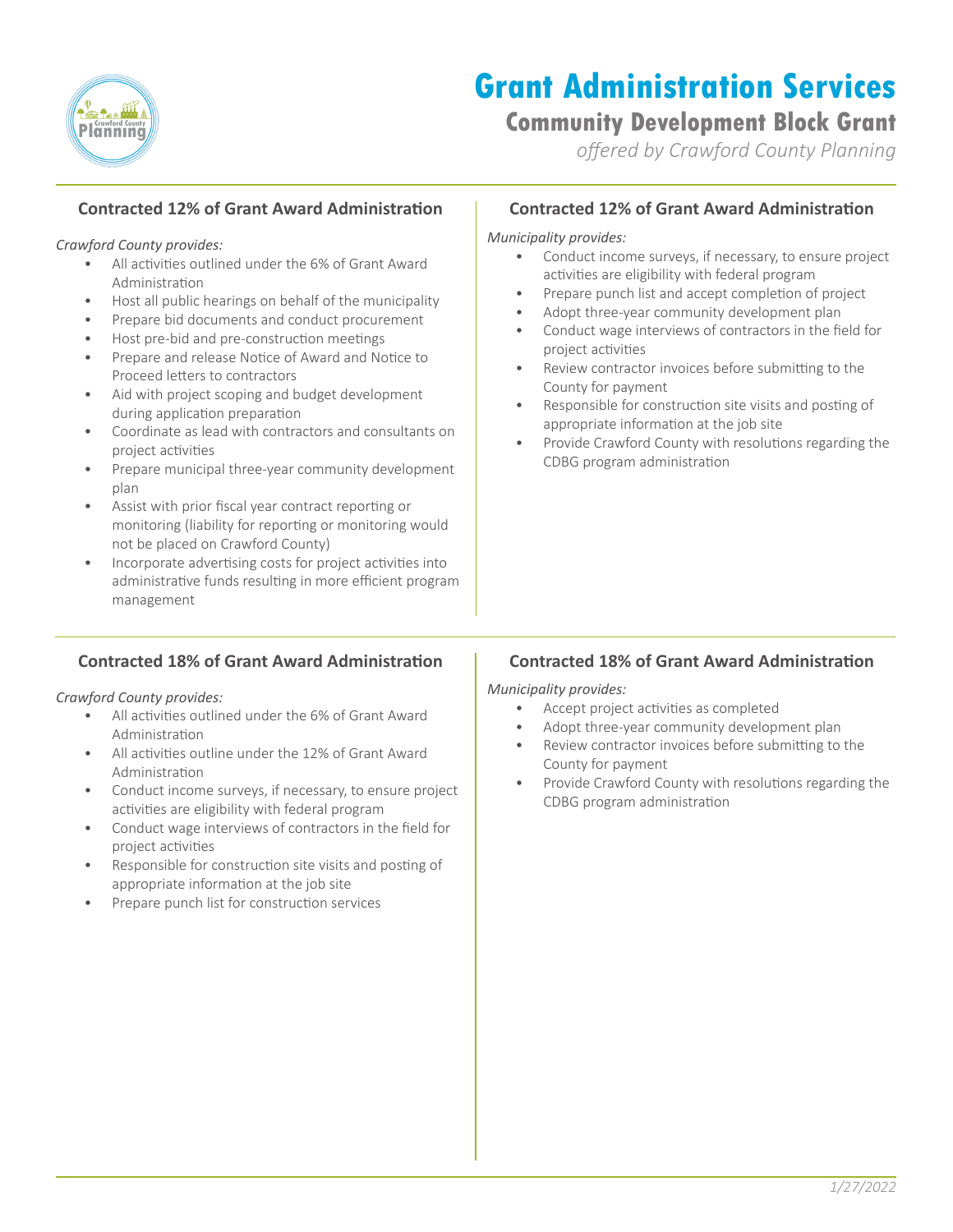# Grant Administration Services

## Community Development Block Grant

*offered by Crawford County Planning*

### Contracted 12% of Grant Award Administration

*Crawford County provides:*

- All activities outlined under the 6% of Grant Award Administration
- Host all public hearings on behalf of the municipality
- Prepare bid documents and conduct procurement
- Host pre-bid and pre-construction meetings
- Prepare and release Notice of Award and Notice to Proceed letters to contractors
- Aid with project scoping and budget development during application preparation
- Coordinate as lead with contractors and consultants on project activities
- Prepare municipal three-year community development plan
- Assist with prior fiscal year contract reporting or monitoring (liability for reporting or monitoring would not be placed on Crawford County)
- Incorporate advertising costs for project activities into administrative funds resulting in more efficient program management

### Contracted 12% of Grant Award Administration

*Municipality provides:*

- Conduct income surveys, if necessary, to ensure project activities are eligibility with federal program
- Prepare punch list and accept completion of project
- Adopt three-year community development plan
- Conduct wage interviews of contractors in the field for project activities
- Review contractor invoices before submitting to the County for payment
- Responsible for construction site visits and posting of appropriate information at the job site
- Provide Crawford County with resolutions regarding the CDBG program administration

### Contracted 18% of Grant Award Administration

*Crawford County provides:*

- All activities outlined under the 6% of Grant Award Administration
- All activities outline under the 12% of Grant Award Administration
- Conduct income surveys, if necessary, to ensure project activities are eligibility with federal program
- Conduct wage interviews of contractors in the field for project activities
- Responsible for construction site visits and posting of appropriate information at the job site
- Prepare punch list for construction services

### Contracted 18% of Grant Award Administration

*Municipality provides:*

- Accept project activities as completed
- Adopt three-year community development plan
- Review contractor invoices before submitting to the County for payment
- Provide Crawford County with resolutions regarding the CDBG program administration

*1/27/2022*